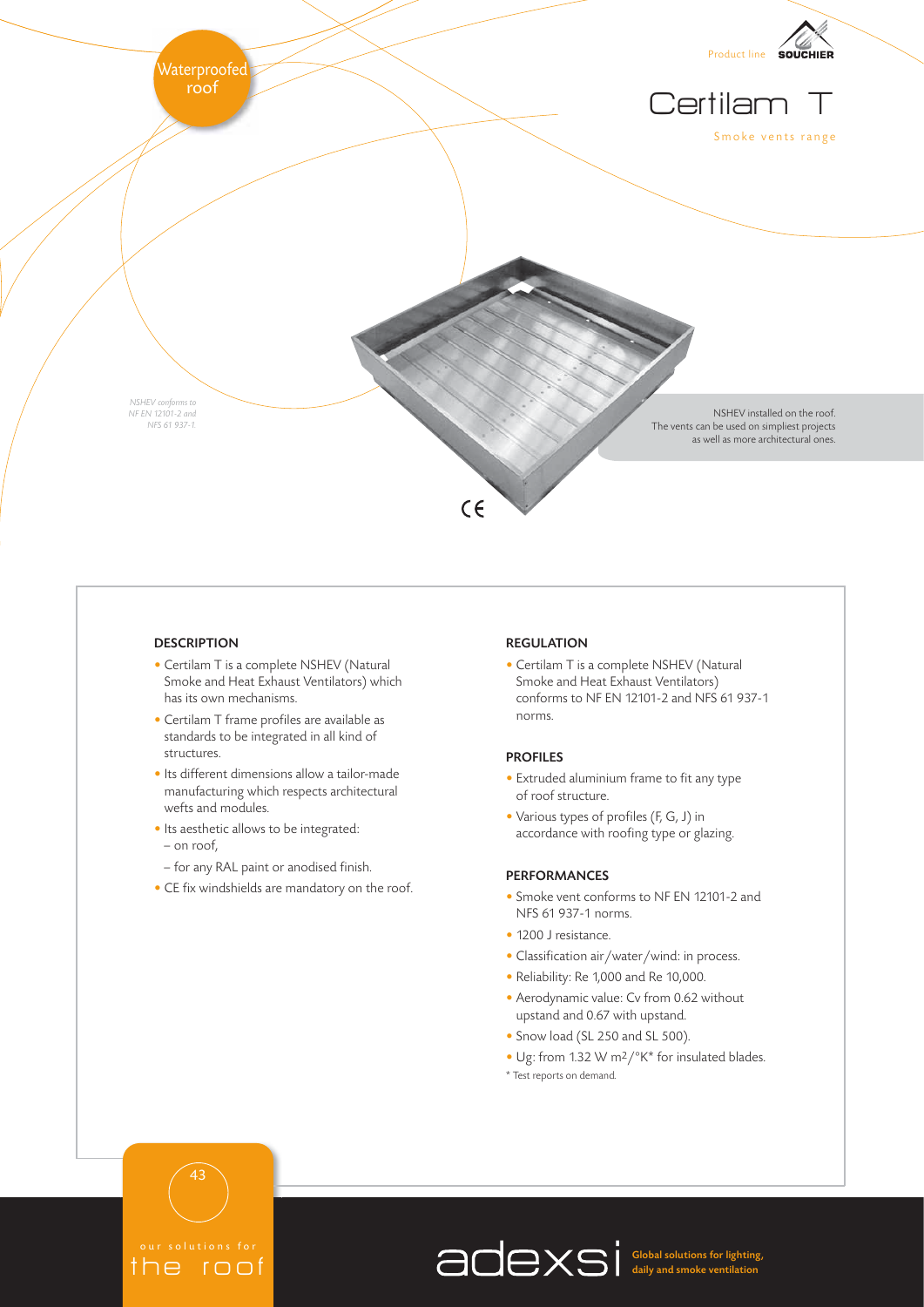Waterproofed roof

Product line SOUCHIER

# Certilam T

Smoke vents range

*NSHEV conforms to NF EN 12101-2 and NFS 61 937-1*

NSHEV installed on the roof.
The vents can be used on simpliest projects as well as more architectural ones.

CE

## DESCRIPTION

- Certilam T is a complete NSHEV (Natural Smoke and Heat Exhaust Ventilators) which has its own mechanisms.
- Certilam T frame profiles are available as standards to be integrated in all kind of structures.
- Its different dimensions allow a tailor-made manufacturing which respects architectural wefts and modules.
- Its aesthetic allows to be integrated:
  – on roof,
  – for any RAL paint or anodised finish.
- CE fix windshields are mandatory on the roof.

## REGULATION

- Certilam T is a complete NSHEV (Natural Smoke and Heat Exhaust Ventilators) conforms to NF EN 12101-2 and NFS 61 937-1 norms.

## PROFILES

- Extruded aluminium frame to fit any type of roof structure.
- Various types of profiles (F, G, J) in accordance with roofing type or glazing.

## PERFORMANCES

- Smoke vent conforms to NF EN 12101-2 and NFS 61 937-1 norms.
- 1200 J resistance.
- Classification air/water/wind: in process.
- Reliability: Re 1,000 and Re 10,000.
- Aerodynamic value: Cv from 0.62 without upstand and 0.67 with upstand.
- Snow load (SL 250 and SL 500).
- Ug: from 1.32 W m²/°K* for insulated blades.

\* Test reports on demand.

our solutions for the roof

adexsi Global solutions for lighting, daily and smoke ventilation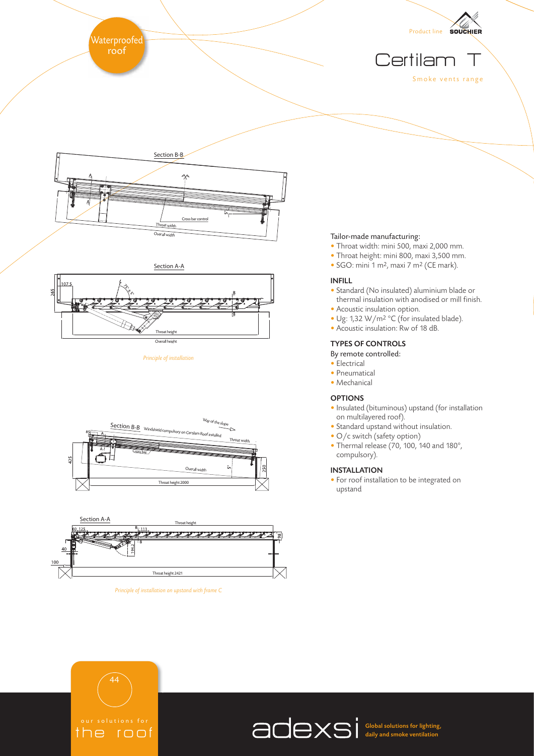Waterproofed roof

Product line SOUCHIER

# Certilam T

Smoke vents range

Section B-B

Cross bar control

Throat width

Overall width

Section A-A

265

107.5

Throat height

Overall height

*Principle of installation*

Section B-B

Windshield compulsory on Certilam Roof installed

Way of the slope

Throat width

Cross bar

85

425

Overall width

5°

250

Throat height 2000

Section A-A

Throat height

60 125

111

98

40

100

194.2

Throat height 2421

*Principle of installation on upstand with frame C*

Tailor-made manufacturing:

- Throat width: mini 500, maxi 2,000 mm.
- Throat height: mini 800, maxi 3,500 mm.
- SGO: mini 1 m², maxi 7 m² (CE mark).

## INFILL

- Standard (No insulated) aluminium blade or thermal insulation with anodised or mill finish.
- Acoustic insulation option.
- Ug: 1,32 W/m² °C (for insulated blade).
- Acoustic insulation: Rw of 18 dB.

## TYPES OF CONTROLS

By remote controlled:

- Electrical
- Pneumatical
- Mechanical

## OPTIONS

- Insulated (bituminous) upstand (for installation on multilayered roof).
- Standard upstand without insulation.
- O/c switch (safety option)
- Thermal release (70, 100, 140 and 180°, compulsory).

## INSTALLATION

- For roof installation to be integrated on upstand

our solutions for the roof

adexsi Global solutions for lighting, daily and smoke ventilation